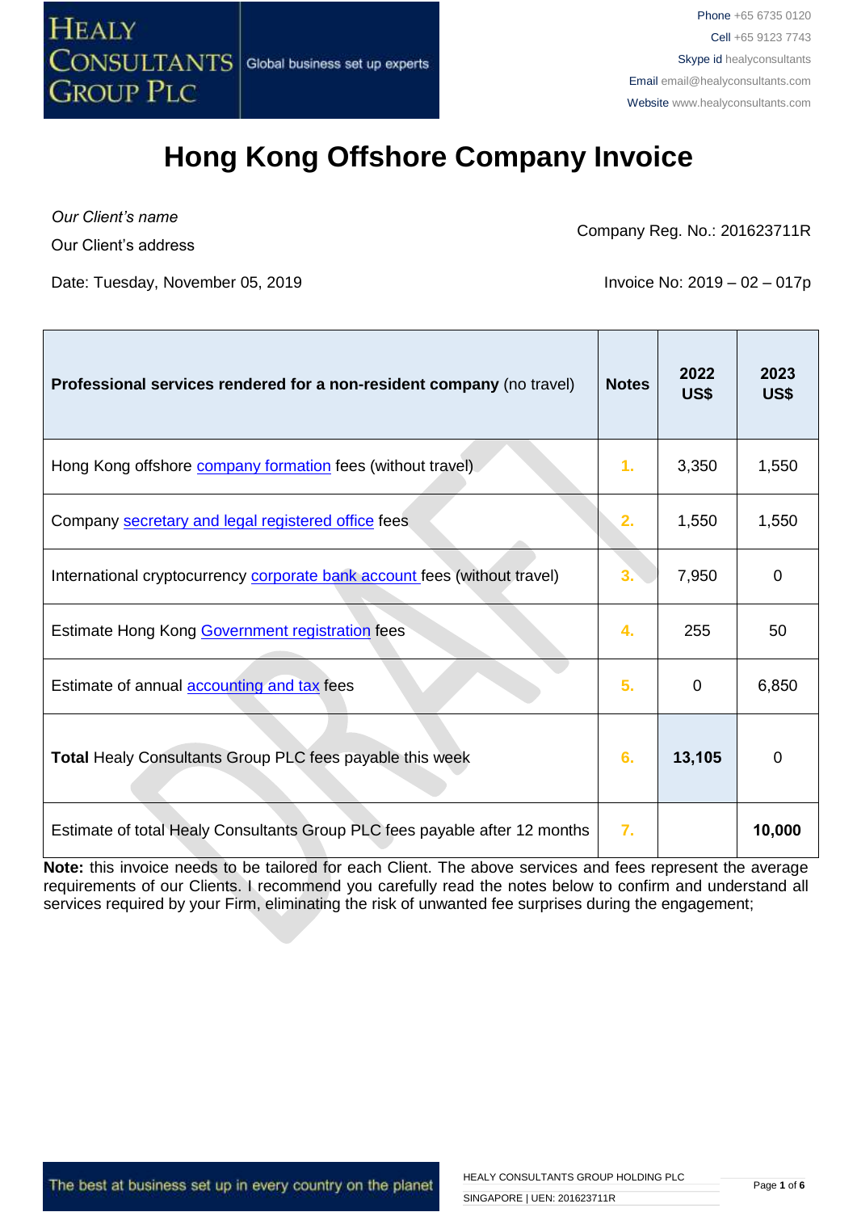HEALY CONSULTANTS GROUP PLC | Global business set up experts

Phone +65 6735 0120
Cell +65 9123 7743
Skype id healyconsultants
Email email@healyconsultants.com
Website www.healyconsultants.com

# Hong Kong Offshore Company Invoice

*Our Client's name*

Our Client's address

Company Reg. No.: 201623711R

Date: Tuesday, November 05, 2019

Invoice No: 2019 – 02 – 017p

| **Professional services rendered for a non-resident company** (no travel) | **Notes** | **2022 US$** | **2023 US$** |
|---|---|---|---|
| Hong Kong offshore company formation fees (without travel) | 1. | 3,350 | 1,550 |
| Company secretary and legal registered office fees | 2. | 1,550 | 1,550 |
| International cryptocurrency corporate bank account fees (without travel) | 3. | 7,950 | 0 |
| Estimate Hong Kong Government registration fees | 4. | 255 | 50 |
| Estimate of annual accounting and tax fees | 5. | 0 | 6,850 |
| **Total** Healy Consultants Group PLC fees payable this week | 6. | **13,105** | 0 |
| Estimate of total Healy Consultants Group PLC fees payable after 12 months | 7. | | **10,000** |

**Note:** this invoice needs to be tailored for each Client. The above services and fees represent the average requirements of our Clients. I recommend you carefully read the notes below to confirm and understand all services required by your Firm, eliminating the risk of unwanted fee surprises during the engagement;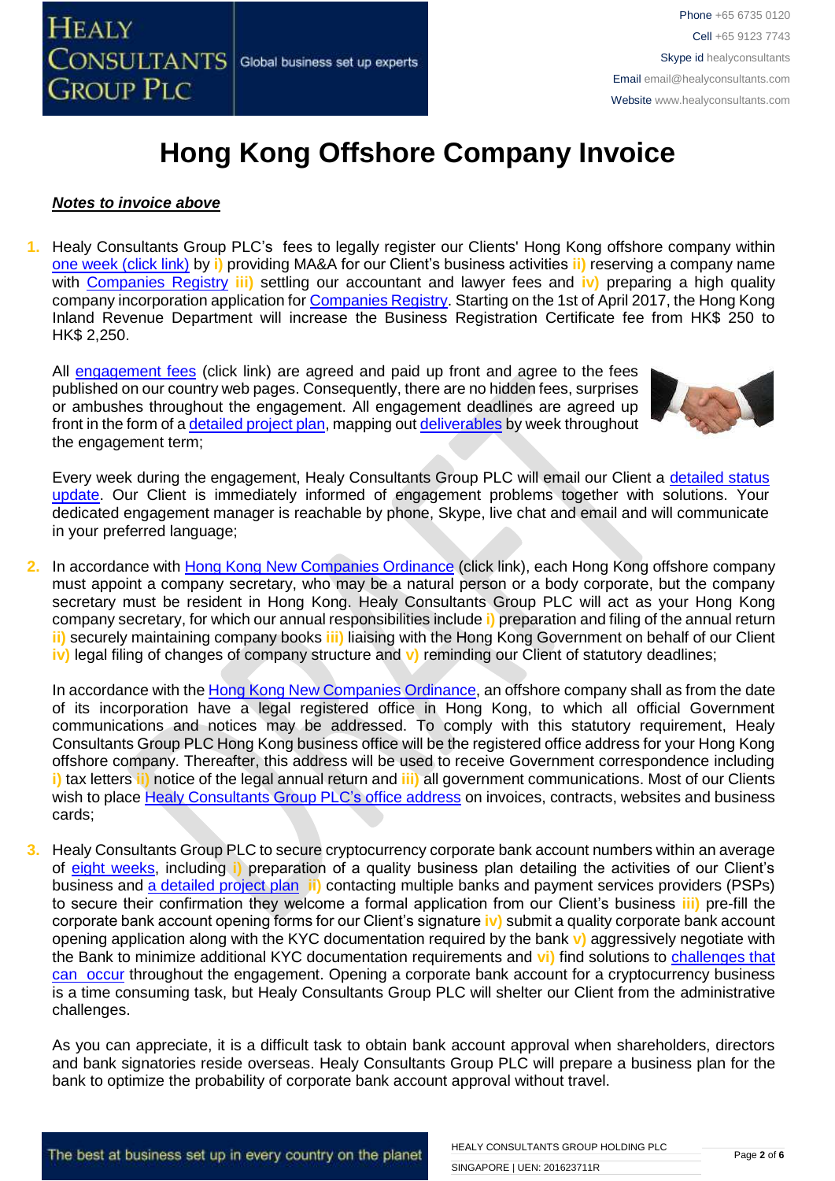# Hong Kong Offshore Company Invoice

***Notes to invoice above***

1. Healy Consultants Group PLC's fees to legally register our Clients' Hong Kong offshore company within one week (click link) by i) providing MA&A for our Client's business activities ii) reserving a company name with Companies Registry iii) settling our accountant and lawyer fees and iv) preparing a high quality company incorporation application for Companies Registry. Starting on the 1st of April 2017, the Hong Kong Inland Revenue Department will increase the Business Registration Certificate fee from HK$ 250 to HK$ 2,250.

   All engagement fees (click link) are agreed and paid up front and agree to the fees published on our country web pages. Consequently, there are no hidden fees, surprises or ambushes throughout the engagement. All engagement deadlines are agreed up front in the form of a detailed project plan, mapping out deliverables by week throughout the engagement term;

   Every week during the engagement, Healy Consultants Group PLC will email our Client a detailed status update. Our Client is immediately informed of engagement problems together with solutions. Your dedicated engagement manager is reachable by phone, Skype, live chat and email and will communicate in your preferred language;

2. In accordance with Hong Kong New Companies Ordinance (click link), each Hong Kong offshore company must appoint a company secretary, who may be a natural person or a body corporate, but the company secretary must be resident in Hong Kong. Healy Consultants Group PLC will act as your Hong Kong company secretary, for which our annual responsibilities include i) preparation and filing of the annual return ii) securely maintaining company books iii) liaising with the Hong Kong Government on behalf of our Client iv) legal filing of changes of company structure and v) reminding our Client of statutory deadlines;

   In accordance with the Hong Kong New Companies Ordinance, an offshore company shall as from the date of its incorporation have a legal registered office in Hong Kong, to which all official Government communications and notices may be addressed. To comply with this statutory requirement, Healy Consultants Group PLC Hong Kong business office will be the registered office address for your Hong Kong offshore company. Thereafter, this address will be used to receive Government correspondence including i) tax letters ii) notice of the legal annual return and iii) all government communications. Most of our Clients wish to place Healy Consultants Group PLC's office address on invoices, contracts, websites and business cards;

3. Healy Consultants Group PLC to secure cryptocurrency corporate bank account numbers within an average of eight weeks, including i) preparation of a quality business plan detailing the activities of our Client's business and a detailed project plan ii) contacting multiple banks and payment services providers (PSPs) to secure their confirmation they welcome a formal application from our Client's business iii) pre-fill the corporate bank account opening forms for our Client's signature iv) submit a quality corporate bank account opening application along with the KYC documentation required by the bank v) aggressively negotiate with the Bank to minimize additional KYC documentation requirements and vi) find solutions to challenges that can occur throughout the engagement. Opening a corporate bank account for a cryptocurrency business is a time consuming task, but Healy Consultants Group PLC will shelter our Client from the administrative challenges.

   As you can appreciate, it is a difficult task to obtain bank account approval when shareholders, directors and bank signatories reside overseas. Healy Consultants Group PLC will prepare a business plan for the bank to optimize the probability of corporate bank account approval without travel.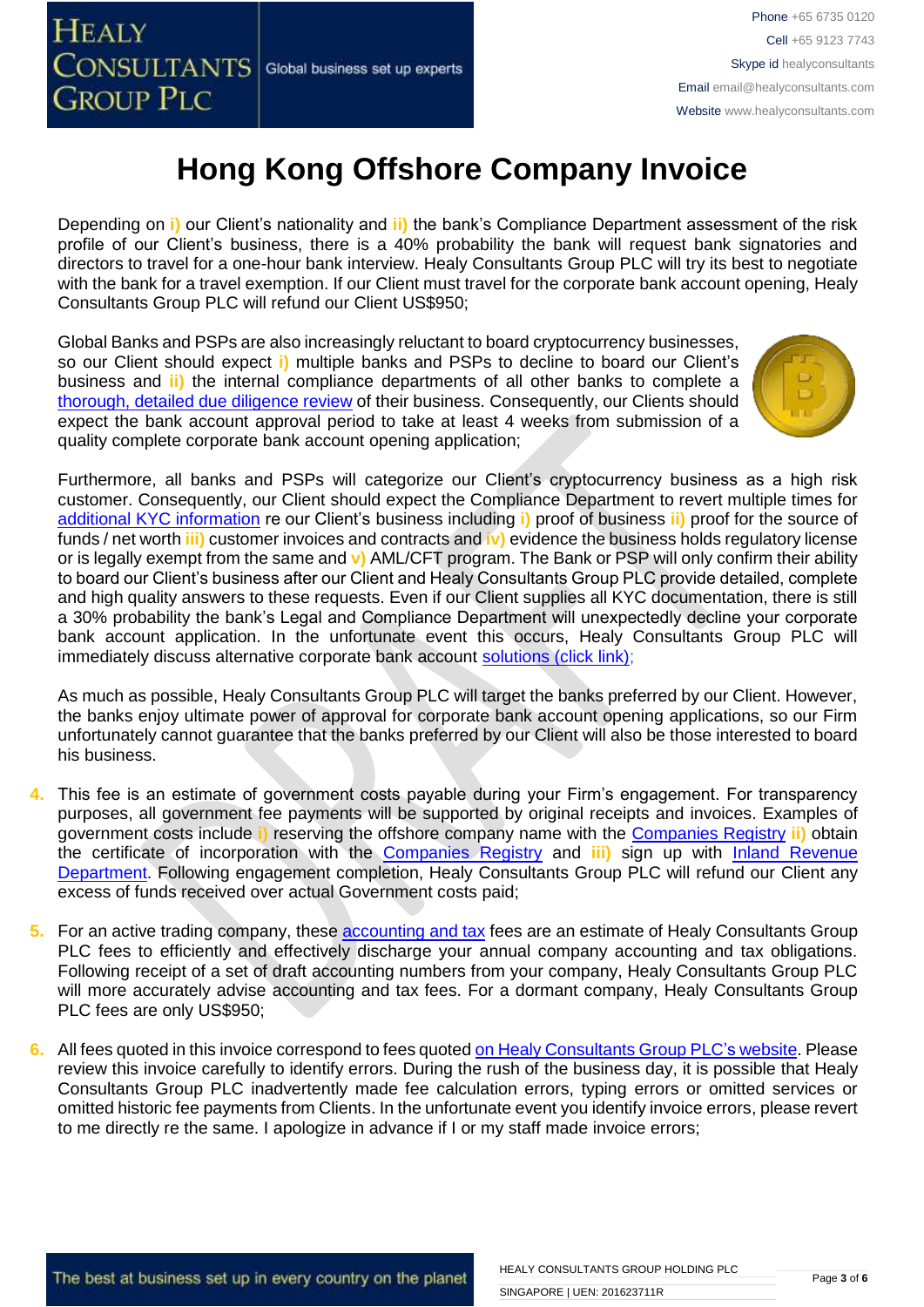# Hong Kong Offshore Company Invoice

Depending on i) our Client's nationality and ii) the bank's Compliance Department assessment of the risk profile of our Client's business, there is a 40% probability the bank will request bank signatories and directors to travel for a one-hour bank interview. Healy Consultants Group PLC will try its best to negotiate with the bank for a travel exemption. If our Client must travel for the corporate bank account opening, Healy Consultants Group PLC will refund our Client US$950;

Global Banks and PSPs are also increasingly reluctant to board cryptocurrency businesses, so our Client should expect i) multiple banks and PSPs to decline to board our Client's business and ii) the internal compliance departments of all other banks to complete a thorough, detailed due diligence review of their business. Consequently, our Clients should expect the bank account approval period to take at least 4 weeks from submission of a quality complete corporate bank account opening application;

Furthermore, all banks and PSPs will categorize our Client's cryptocurrency business as a high risk customer. Consequently, our Client should expect the Compliance Department to revert multiple times for additional KYC information re our Client's business including i) proof of business ii) proof for the source of funds / net worth iii) customer invoices and contracts and iv) evidence the business holds regulatory license or is legally exempt from the same and v) AML/CFT program. The Bank or PSP will only confirm their ability to board our Client's business after our Client and Healy Consultants Group PLC provide detailed, complete and high quality answers to these requests. Even if our Client supplies all KYC documentation, there is still a 30% probability the bank's Legal and Compliance Department will unexpectedly decline your corporate bank account application. In the unfortunate event this occurs, Healy Consultants Group PLC will immediately discuss alternative corporate bank account solutions (click link);

As much as possible, Healy Consultants Group PLC will target the banks preferred by our Client. However, the banks enjoy ultimate power of approval for corporate bank account opening applications, so our Firm unfortunately cannot guarantee that the banks preferred by our Client will also be those interested to board his business.

4. This fee is an estimate of government costs payable during your Firm's engagement. For transparency purposes, all government fee payments will be supported by original receipts and invoices. Examples of government costs include i) reserving the offshore company name with the Companies Registry ii) obtain the certificate of incorporation with the Companies Registry and iii) sign up with Inland Revenue Department. Following engagement completion, Healy Consultants Group PLC will refund our Client any excess of funds received over actual Government costs paid;

5. For an active trading company, these accounting and tax fees are an estimate of Healy Consultants Group PLC fees to efficiently and effectively discharge your annual company accounting and tax obligations. Following receipt of a set of draft accounting numbers from your company, Healy Consultants Group PLC will more accurately advise accounting and tax fees. For a dormant company, Healy Consultants Group PLC fees are only US$950;

6. All fees quoted in this invoice correspond to fees quoted on Healy Consultants Group PLC's website. Please review this invoice carefully to identify errors. During the rush of the business day, it is possible that Healy Consultants Group PLC inadvertently made fee calculation errors, typing errors or omitted services or omitted historic fee payments from Clients. In the unfortunate event you identify invoice errors, please revert to me directly re the same. I apologize in advance if I or my staff made invoice errors;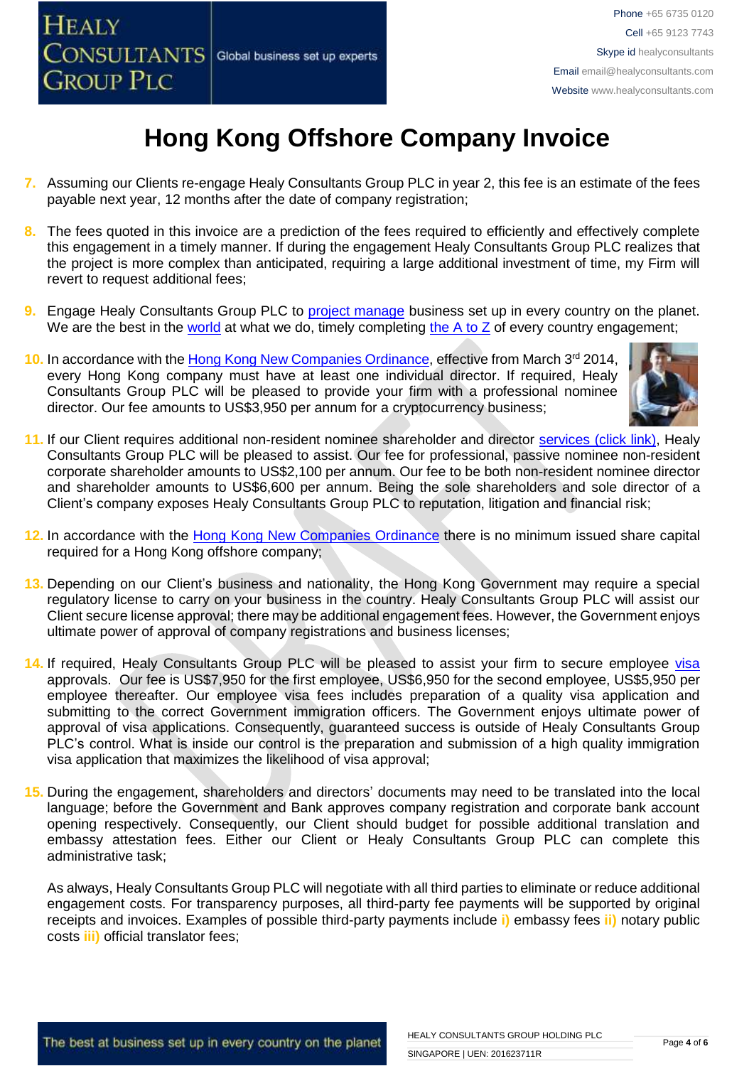# Hong Kong Offshore Company Invoice

7. Assuming our Clients re-engage Healy Consultants Group PLC in year 2, this fee is an estimate of the fees payable next year, 12 months after the date of company registration;

8. The fees quoted in this invoice are a prediction of the fees required to efficiently and effectively complete this engagement in a timely manner. If during the engagement Healy Consultants Group PLC realizes that the project is more complex than anticipated, requiring a large additional investment of time, my Firm will revert to request additional fees;

9. Engage Healy Consultants Group PLC to project manage business set up in every country on the planet. We are the best in the world at what we do, timely completing the A to Z of every country engagement;

10. In accordance with the Hong Kong New Companies Ordinance, effective from March 3rd 2014, every Hong Kong company must have at least one individual director. If required, Healy Consultants Group PLC will be pleased to provide your firm with a professional nominee director. Our fee amounts to US$3,950 per annum for a cryptocurrency business;

11. If our Client requires additional non-resident nominee shareholder and director services (click link), Healy Consultants Group PLC will be pleased to assist. Our fee for professional, passive nominee non-resident corporate shareholder amounts to US$2,100 per annum. Our fee to be both non-resident nominee director and shareholder amounts to US$6,600 per annum. Being the sole shareholders and sole director of a Client's company exposes Healy Consultants Group PLC to reputation, litigation and financial risk;

12. In accordance with the Hong Kong New Companies Ordinance there is no minimum issued share capital required for a Hong Kong offshore company;

13. Depending on our Client's business and nationality, the Hong Kong Government may require a special regulatory license to carry on your business in the country. Healy Consultants Group PLC will assist our Client secure license approval; there may be additional engagement fees. However, the Government enjoys ultimate power of approval of company registrations and business licenses;

14. If required, Healy Consultants Group PLC will be pleased to assist your firm to secure employee visa approvals. Our fee is US$7,950 for the first employee, US$6,950 for the second employee, US$5,950 per employee thereafter. Our employee visa fees includes preparation of a quality visa application and submitting to the correct Government immigration officers. The Government enjoys ultimate power of approval of visa applications. Consequently, guaranteed success is outside of Healy Consultants Group PLC's control. What is inside our control is the preparation and submission of a high quality immigration visa application that maximizes the likelihood of visa approval;

15. During the engagement, shareholders and directors' documents may need to be translated into the local language; before the Government and Bank approves company registration and corporate bank account opening respectively. Consequently, our Client should budget for possible additional translation and embassy attestation fees. Either our Client or Healy Consultants Group PLC can complete this administrative task;

    As always, Healy Consultants Group PLC will negotiate with all third parties to eliminate or reduce additional engagement costs. For transparency purposes, all third-party fee payments will be supported by original receipts and invoices. Examples of possible third-party payments include **i)** embassy fees **ii)** notary public costs **iii)** official translator fees;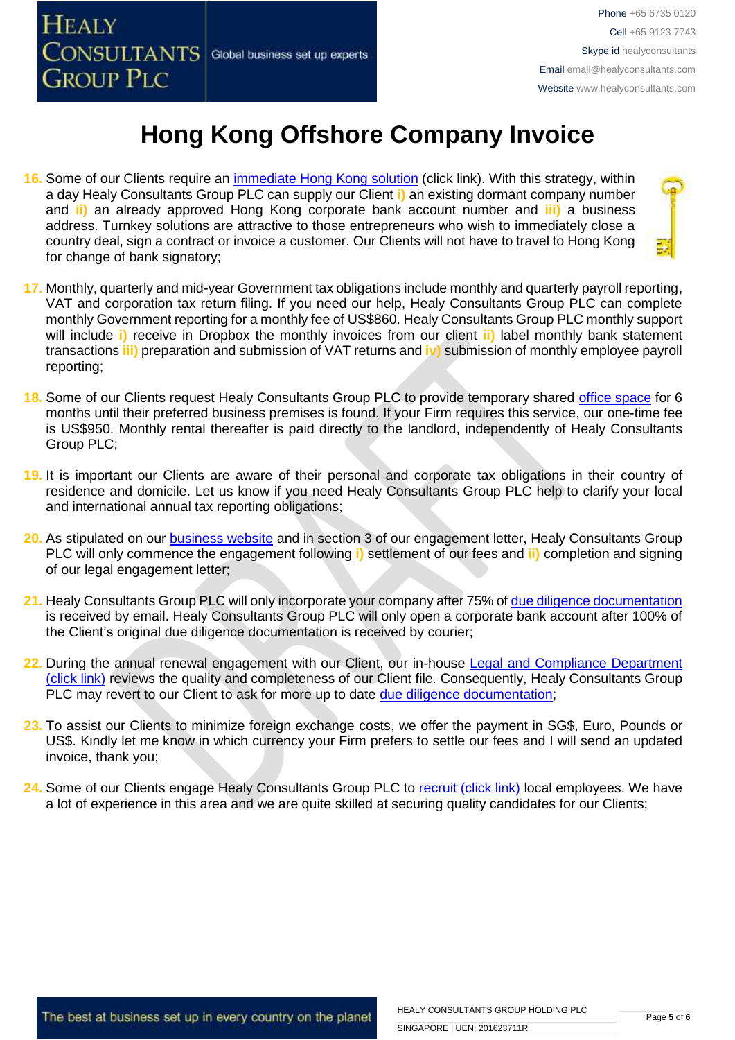# Hong Kong Offshore Company Invoice

16. Some of our Clients require an immediate Hong Kong solution (click link). With this strategy, within a day Healy Consultants Group PLC can supply our Client i) an existing dormant company number and ii) an already approved Hong Kong corporate bank account number and iii) a business address. Turnkey solutions are attractive to those entrepreneurs who wish to immediately close a country deal, sign a contract or invoice a customer. Our Clients will not have to travel to Hong Kong for change of bank signatory;

17. Monthly, quarterly and mid-year Government tax obligations include monthly and quarterly payroll reporting, VAT and corporation tax return filing. If you need our help, Healy Consultants Group PLC can complete monthly Government reporting for a monthly fee of US$860. Healy Consultants Group PLC monthly support will include i) receive in Dropbox the monthly invoices from our client ii) label monthly bank statement transactions iii) preparation and submission of VAT returns and iv) submission of monthly employee payroll reporting;

18. Some of our Clients request Healy Consultants Group PLC to provide temporary shared office space for 6 months until their preferred business premises is found. If your Firm requires this service, our one-time fee is US$950. Monthly rental thereafter is paid directly to the landlord, independently of Healy Consultants Group PLC;

19. It is important our Clients are aware of their personal and corporate tax obligations in their country of residence and domicile. Let us know if you need Healy Consultants Group PLC help to clarify your local and international annual tax reporting obligations;

20. As stipulated on our business website and in section 3 of our engagement letter, Healy Consultants Group PLC will only commence the engagement following i) settlement of our fees and ii) completion and signing of our legal engagement letter;

21. Healy Consultants Group PLC will only incorporate your company after 75% of due diligence documentation is received by email. Healy Consultants Group PLC will only open a corporate bank account after 100% of the Client's original due diligence documentation is received by courier;

22. During the annual renewal engagement with our Client, our in-house Legal and Compliance Department (click link) reviews the quality and completeness of our Client file. Consequently, Healy Consultants Group PLC may revert to our Client to ask for more up to date due diligence documentation;

23. To assist our Clients to minimize foreign exchange costs, we offer the payment in SG$, Euro, Pounds or US$. Kindly let me know in which currency your Firm prefers to settle our fees and I will send an updated invoice, thank you;

24. Some of our Clients engage Healy Consultants Group PLC to recruit (click link) local employees. We have a lot of experience in this area and we are quite skilled at securing quality candidates for our Clients;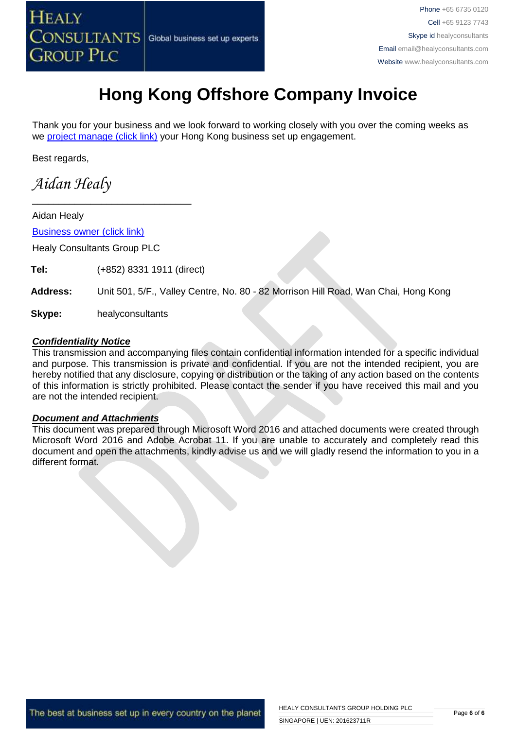# Hong Kong Offshore Company Invoice

Thank you for your business and we look forward to working closely with you over the coming weeks as we project manage (click link) your Hong Kong business set up engagement.

Best regards,

*Aidan Healy*

______________________________

Aidan Healy

Business owner (click link)

Healy Consultants Group PLC

| | |
|---|---|
| **Tel:** | (+852) 8331 1911 (direct) |
| **Address:** | Unit 501, 5/F., Valley Centre, No. 80 - 82 Morrison Hill Road, Wan Chai, Hong Kong |
| **Skype:** | healyconsultants |

***Confidentiality Notice***

This transmission and accompanying files contain confidential information intended for a specific individual and purpose. This transmission is private and confidential. If you are not the intended recipient, you are hereby notified that any disclosure, copying or distribution or the taking of any action based on the contents of this information is strictly prohibited. Please contact the sender if you have received this mail and you are not the intended recipient.

***Document and Attachments***

This document was prepared through Microsoft Word 2016 and attached documents were created through Microsoft Word 2016 and Adobe Acrobat 11. If you are unable to accurately and completely read this document and open the attachments, kindly advise us and we will gladly resend the information to you in a different format.